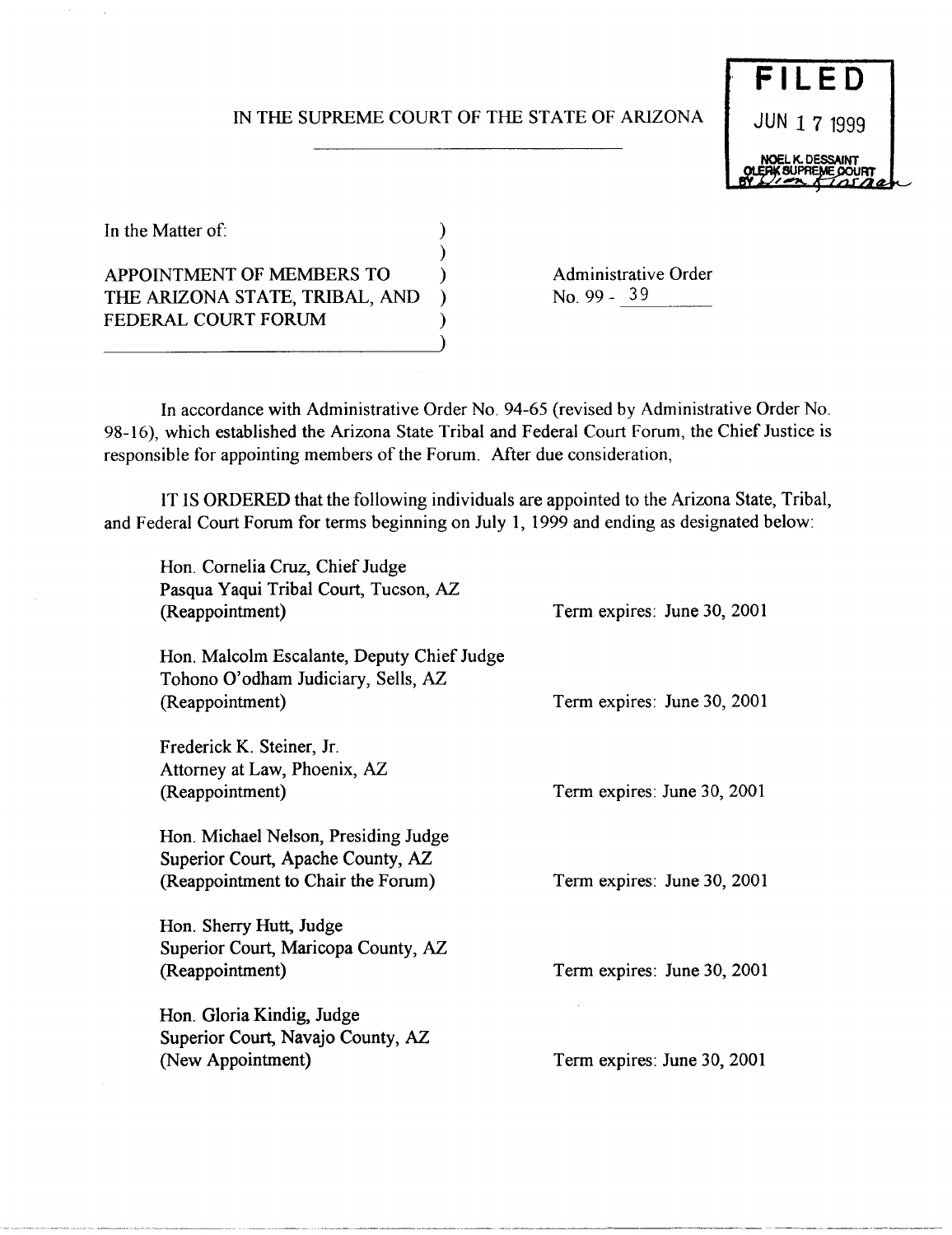IN THE SUPREME COURT OF THE STATE OF ARIZONA

**FILED**
JUN 17 1999
NOEL K. DESSAINT
CLERK SUPREME COURT
BY

In the Matter of:

APPOINTMENT OF MEMBERS TO THE ARIZONA STATE, TRIBAL, AND FEDERAL COURT FORUM

Administrative Order No. 99 - 39

In accordance with Administrative Order No. 94-65 (revised by Administrative Order No. 98-16), which established the Arizona State Tribal and Federal Court Forum, the Chief Justice is responsible for appointing members of the Forum. After due consideration,

IT IS ORDERED that the following individuals are appointed to the Arizona State, Tribal, and Federal Court Forum for terms beginning on July 1, 1999 and ending as designated below:

Hon. Cornelia Cruz, Chief Judge
Pasqua Yaqui Tribal Court, Tucson, AZ
(Reappointment) — Term expires: June 30, 2001

Hon. Malcolm Escalante, Deputy Chief Judge
Tohono O'odham Judiciary, Sells, AZ
(Reappointment) — Term expires: June 30, 2001

Frederick K. Steiner, Jr.
Attorney at Law, Phoenix, AZ
(Reappointment) — Term expires: June 30, 2001

Hon. Michael Nelson, Presiding Judge
Superior Court, Apache County, AZ
(Reappointment to Chair the Forum) — Term expires: June 30, 2001

Hon. Sherry Hutt, Judge
Superior Court, Maricopa County, AZ
(Reappointment) — Term expires: June 30, 2001

Hon. Gloria Kindig, Judge
Superior Court, Navajo County, AZ
(New Appointment) — Term expires: June 30, 2001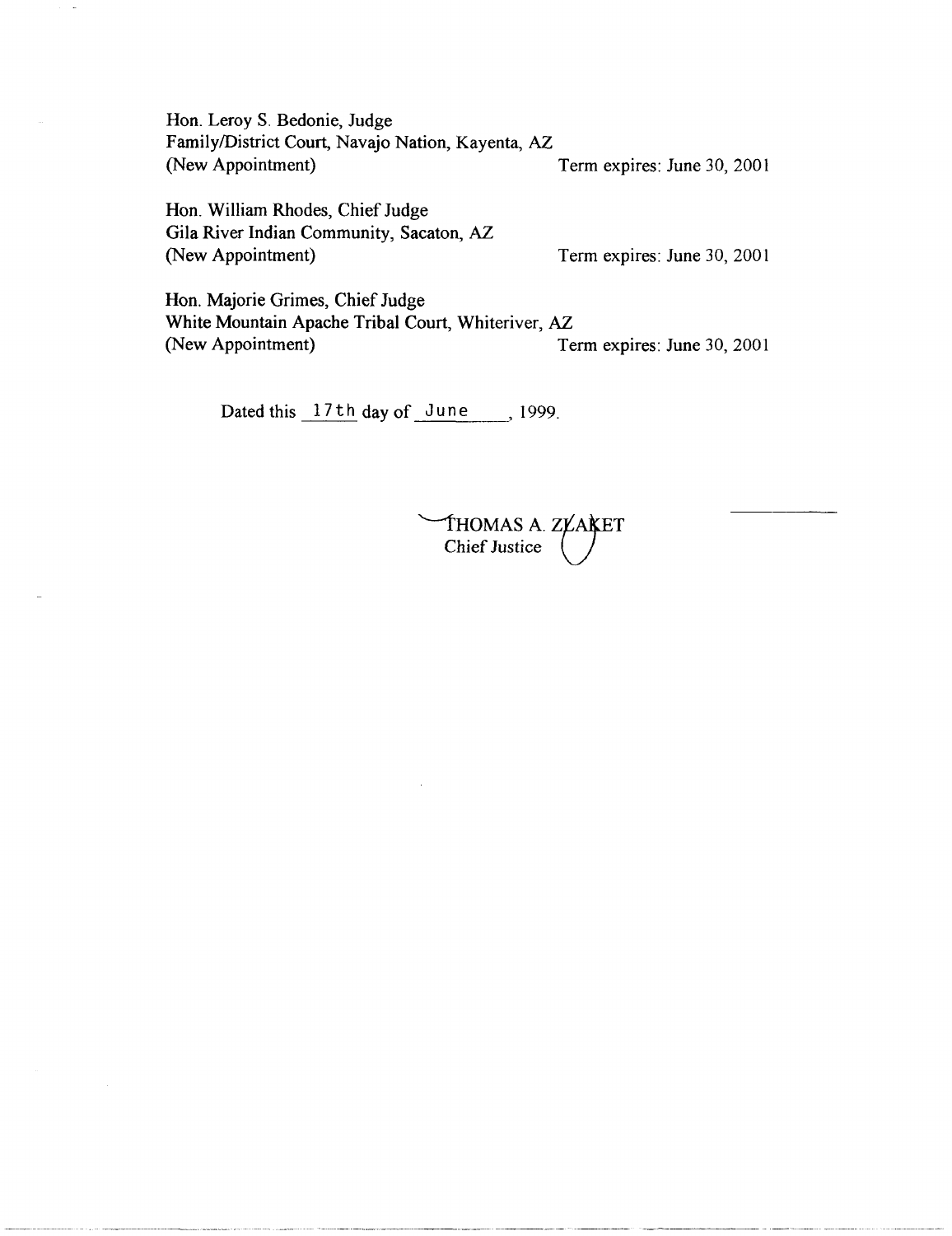Hon. Leroy S. Bedonie, Judge
Family/District Court, Navajo Nation, Kayenta, AZ
(New Appointment) Term expires: June 30, 2001

Hon. William Rhodes, Chief Judge
Gila River Indian Community, Sacaton, AZ
(New Appointment) Term expires: June 30, 2001

Hon. Majorie Grimes, Chief Judge
White Mountain Apache Tribal Court, Whiteriver, AZ
(New Appointment) Term expires: June 30, 2001

Dated this 17th day of June, 1999.

THOMAS A. ZLAKET
Chief Justice